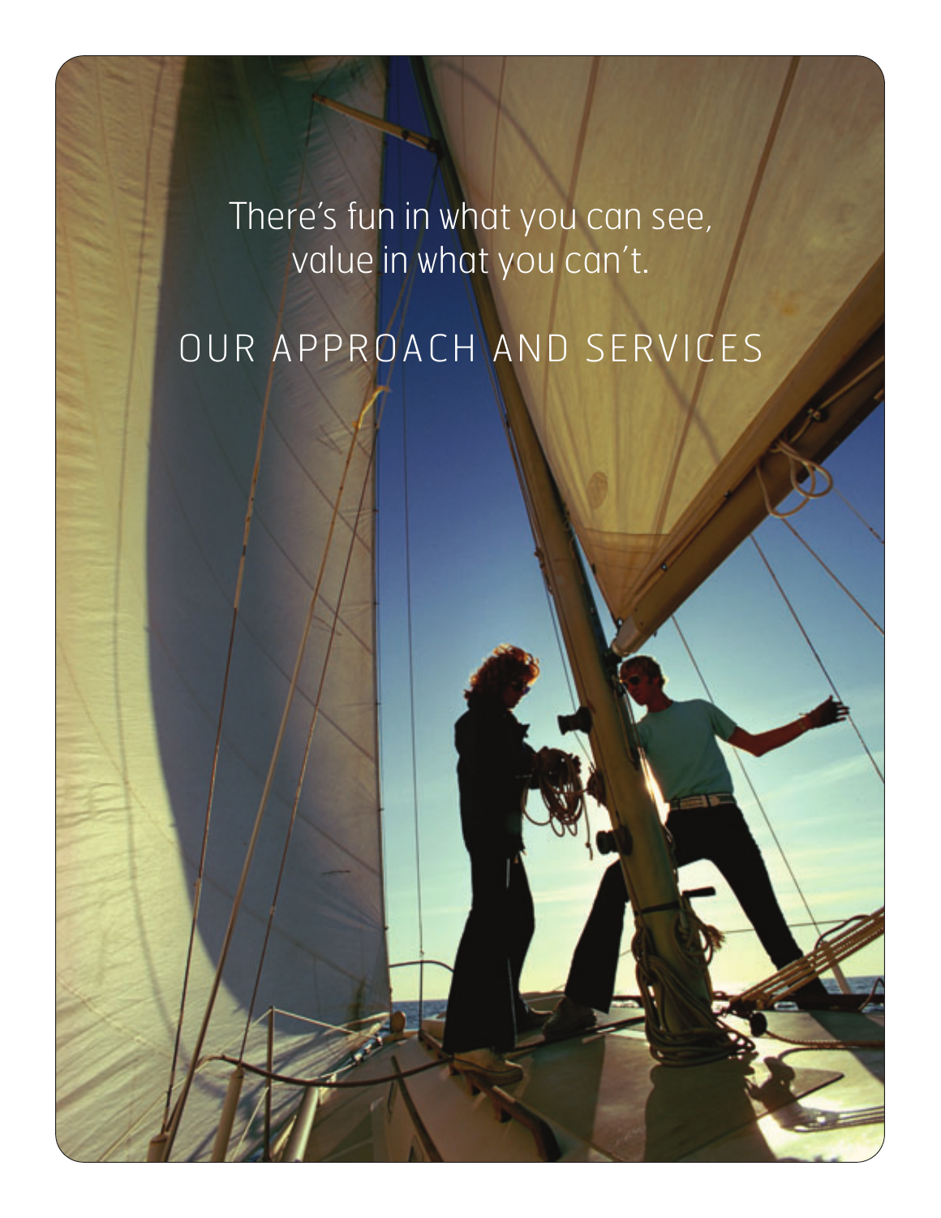There's fun in what you can see, value in what you can't.

# OUR APPROACH AND SERVICES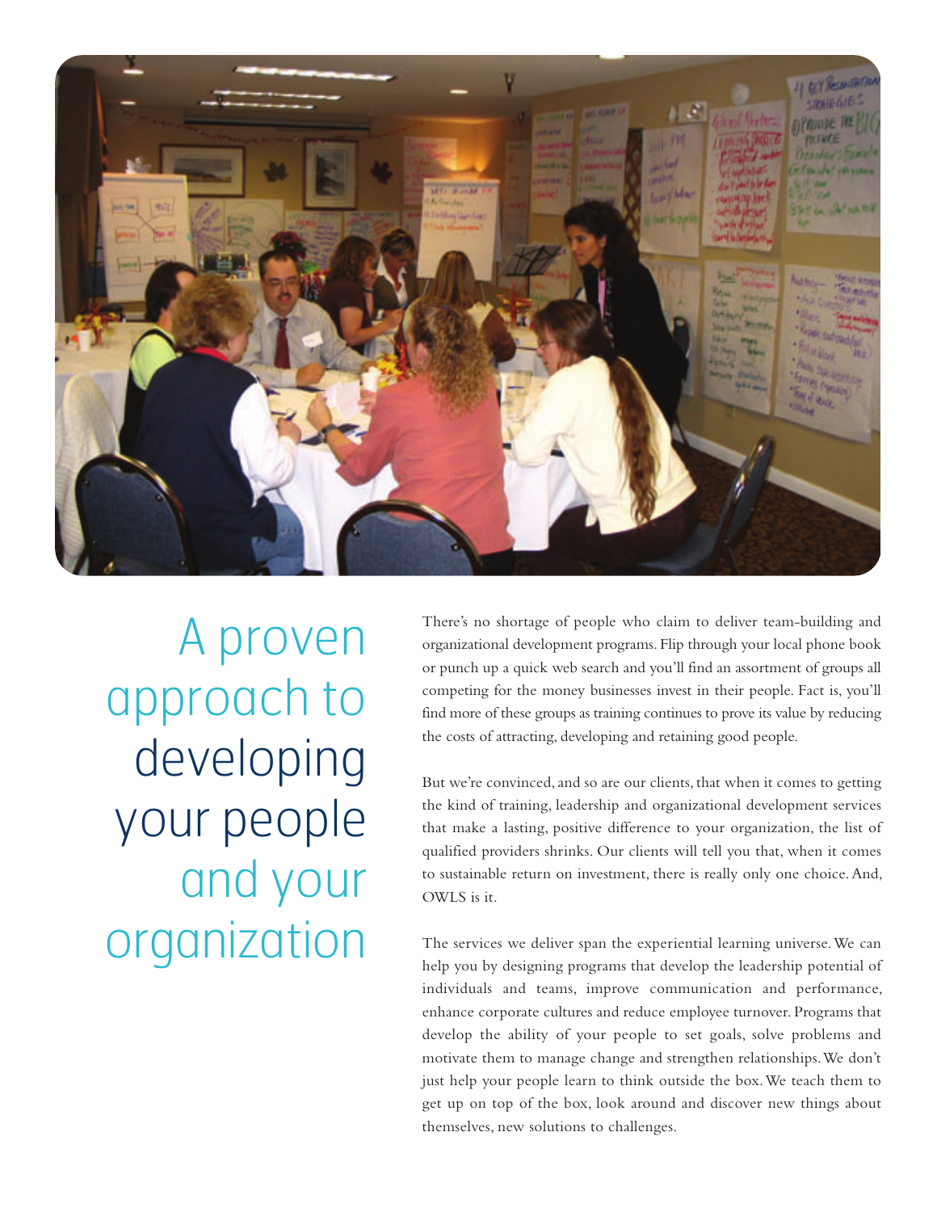# A proven approach to developing your people and your organization

There's no shortage of people who claim to deliver team-building and organizational development programs. Flip through your local phone book or punch up a quick web search and you'll find an assortment of groups all competing for the money businesses invest in their people. Fact is, you'll find more of these groups as training continues to prove its value by reducing the costs of attracting, developing and retaining good people.

But we're convinced, and so are our clients, that when it comes to getting the kind of training, leadership and organizational development services that make a lasting, positive difference to your organization, the list of qualified providers shrinks. Our clients will tell you that, when it comes to sustainable return on investment, there is really only one choice. And, OWLS is it.

The services we deliver span the experiential learning universe. We can help you by designing programs that develop the leadership potential of individuals and teams, improve communication and performance, enhance corporate cultures and reduce employee turnover. Programs that develop the ability of your people to set goals, solve problems and motivate them to manage change and strengthen relationships. We don't just help your people learn to think outside the box. We teach them to get up on top of the box, look around and discover new things about themselves, new solutions to challenges.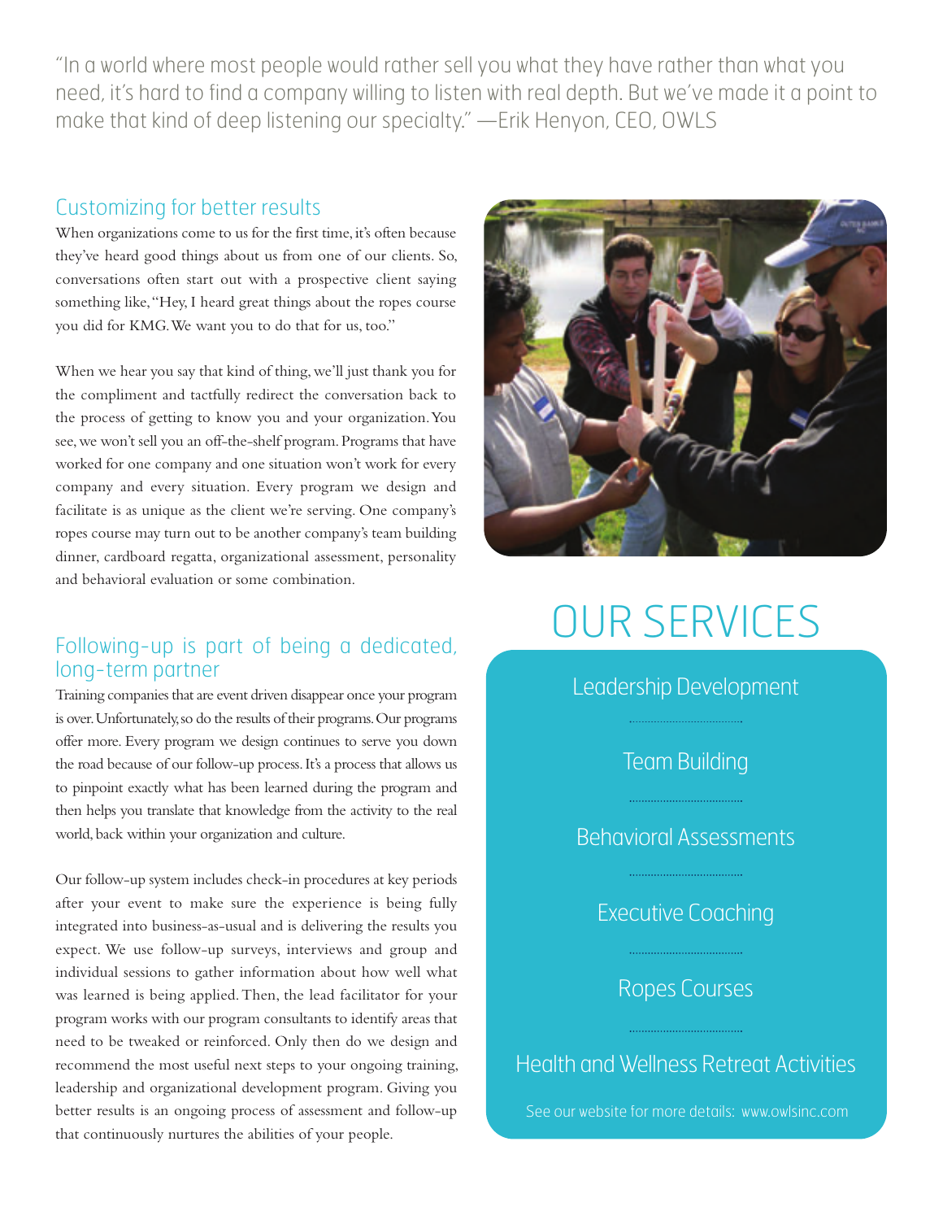"In a world where most people would rather sell you what they have rather than what you need, it's hard to find a company willing to listen with real depth. But we've made it a point to make that kind of deep listening our specialty." —Erik Henyon, CEO, OWLS

## Customizing for better results

When organizations come to us for the first time, it's often because they've heard good things about us from one of our clients. So, conversations often start out with a prospective client saying something like, "Hey, I heard great things about the ropes course you did for KMG. We want you to do that for us, too."

When we hear you say that kind of thing, we'll just thank you for the compliment and tactfully redirect the conversation back to the process of getting to know you and your organization. You see, we won't sell you an off-the-shelf program. Programs that have worked for one company and one situation won't work for every company and every situation. Every program we design and facilitate is as unique as the client we're serving. One company's ropes course may turn out to be another company's team building dinner, cardboard regatta, organizational assessment, personality and behavioral evaluation or some combination.

## Following-up is part of being a dedicated, long-term partner

Training companies that are event driven disappear once your program is over. Unfortunately, so do the results of their programs. Our programs offer more. Every program we design continues to serve you down the road because of our follow-up process. It's a process that allows us to pinpoint exactly what has been learned during the program and then helps you translate that knowledge from the activity to the real world, back within your organization and culture.

Our follow-up system includes check-in procedures at key periods after your event to make sure the experience is being fully integrated into business-as-usual and is delivering the results you expect. We use follow-up surveys, interviews and group and individual sessions to gather information about how well what was learned is being applied. Then, the lead facilitator for your program works with our program consultants to identify areas that need to be tweaked or reinforced. Only then do we design and recommend the most useful next steps to your ongoing training, leadership and organizational development program. Giving you better results is an ongoing process of assessment and follow-up that continuously nurtures the abilities of your people.

# OUR SERVICES

- Leadership Development
- Team Building
- Behavioral Assessments
- Executive Coaching
- Ropes Courses
- Health and Wellness Retreat Activities

See our website for more details: www.owlsinc.com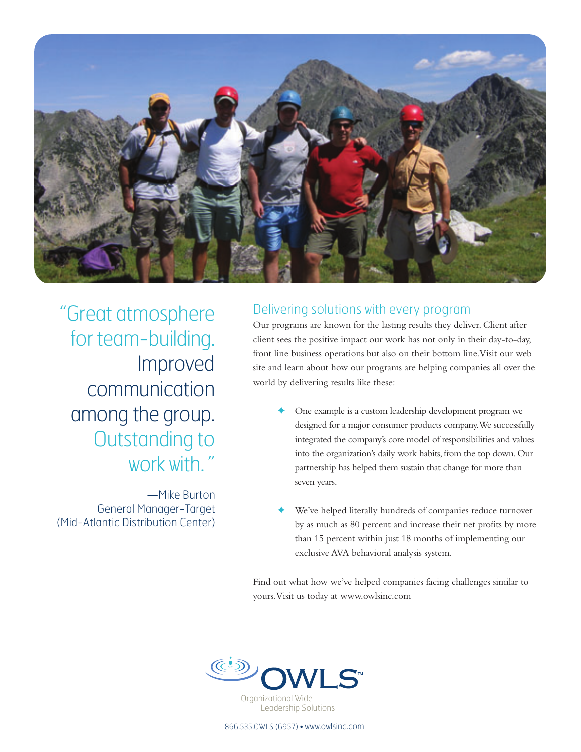"Great atmosphere for team-building. Improved communication among the group. Outstanding to work with."

—Mike Burton
General Manager-Target
(Mid-Atlantic Distribution Center)

## Delivering solutions with every program

Our programs are known for the lasting results they deliver. Client after client sees the positive impact our work has not only in their day-to-day, front line business operations but also on their bottom line. Visit our web site and learn about how our programs are helping companies all over the world by delivering results like these:

- One example is a custom leadership development program we designed for a major consumer products company. We successfully integrated the company's core model of responsibilities and values into the organization's daily work habits, from the top down. Our partnership has helped them sustain that change for more than seven years.
- We've helped literally hundreds of companies reduce turnover by as much as 80 percent and increase their net profits by more than 15 percent within just 18 months of implementing our exclusive AVA behavioral analysis system.

Find out what how we've helped companies facing challenges similar to yours. Visit us today at www.owlsinc.com

OWLS™
Organizational Wide Leadership Solutions

866.535.OWLS (6957) • www.owlsinc.com